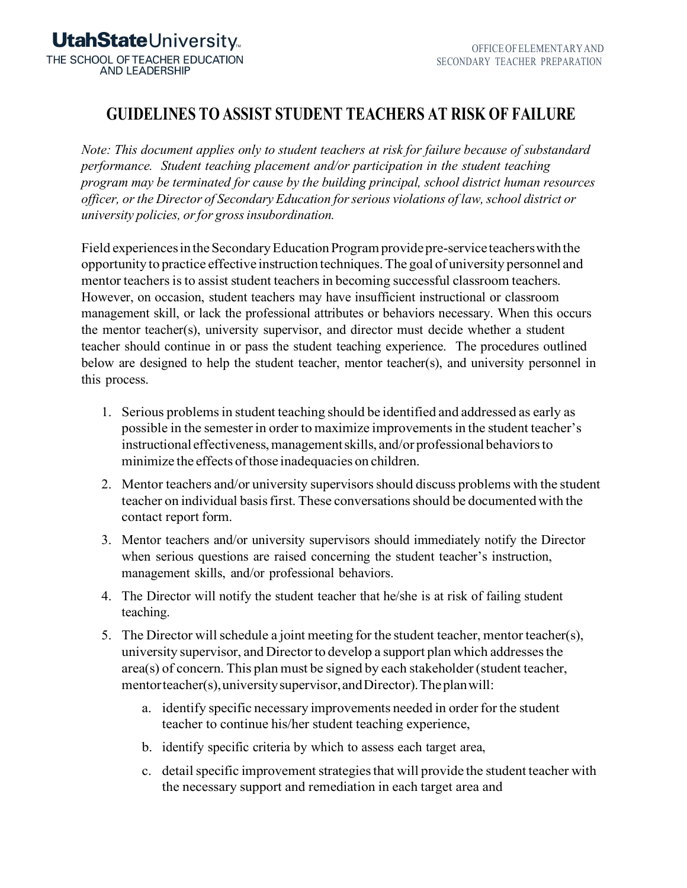**UtahState**University
THE SCHOOL OF TEACHER EDUCATION AND LEADERSHIP

OFFICE OF ELEMENTARY AND SECONDARY TEACHER PREPARATION

# GUIDELINES TO ASSIST STUDENT TEACHERS AT RISK OF FAILURE

*Note: This document applies only to student teachers at risk for failure because of substandard performance. Student teaching placement and/or participation in the student teaching program may be terminated for cause by the building principal, school district human resources officer, or the Director of Secondary Education for serious violations of law, school district or university policies, or for gross insubordination.*

Field experiences in the Secondary Education Program provide pre-service teachers with the opportunity to practice effective instruction techniques. The goal of university personnel and mentor teachers is to assist student teachers in becoming successful classroom teachers. However, on occasion, student teachers may have insufficient instructional or classroom management skill, or lack the professional attributes or behaviors necessary. When this occurs the mentor teacher(s), university supervisor, and director must decide whether a student teacher should continue in or pass the student teaching experience. The procedures outlined below are designed to help the student teacher, mentor teacher(s), and university personnel in this process.

1. Serious problems in student teaching should be identified and addressed as early as possible in the semester in order to maximize improvements in the student teacher's instructional effectiveness, management skills, and/or professional behaviors to minimize the effects of those inadequacies on children.
2. Mentor teachers and/or university supervisors should discuss problems with the student teacher on individual basis first. These conversations should be documented with the contact report form.
3. Mentor teachers and/or university supervisors should immediately notify the Director when serious questions are raised concerning the student teacher's instruction, management skills, and/or professional behaviors.
4. The Director will notify the student teacher that he/she is at risk of failing student teaching.
5. The Director will schedule a joint meeting for the student teacher, mentor teacher(s), university supervisor, and Director to develop a support plan which addresses the area(s) of concern. This plan must be signed by each stakeholder (student teacher, mentor teacher(s), university supervisor, and Director). The plan will:
   a. identify specific necessary improvements needed in order for the student teacher to continue his/her student teaching experience,
   b. identify specific criteria by which to assess each target area,
   c. detail specific improvement strategies that will provide the student teacher with the necessary support and remediation in each target area and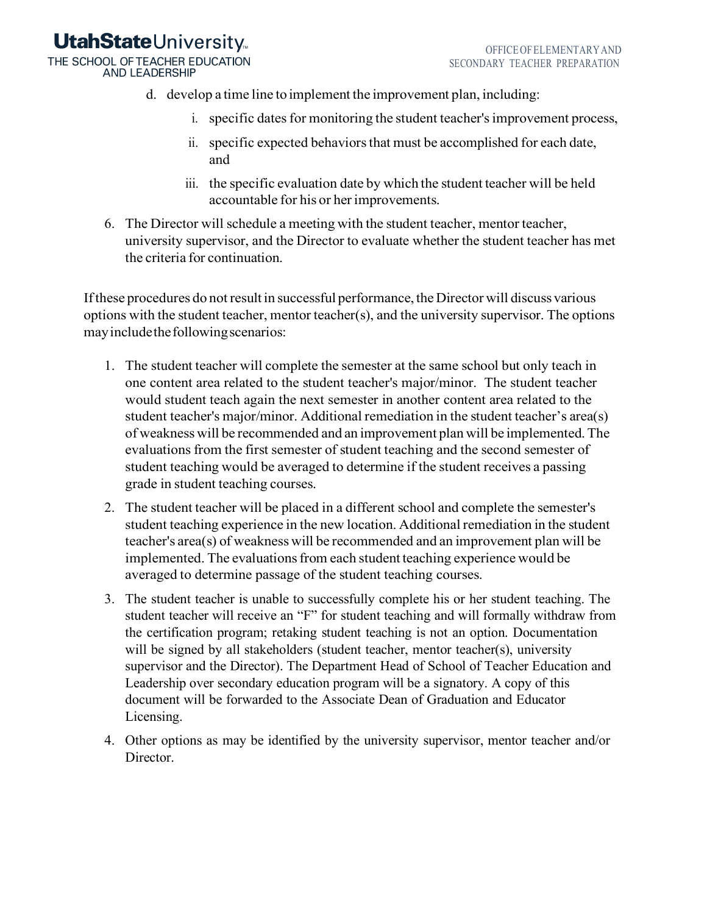d. develop a time line to implement the improvement plan, including:
    i. specific dates for monitoring the student teacher's improvement process,
    ii. specific expected behaviors that must be accomplished for each date, and
    iii. the specific evaluation date by which the student teacher will be held accountable for his or her improvements.

6. The Director will schedule a meeting with the student teacher, mentor teacher, university supervisor, and the Director to evaluate whether the student teacher has met the criteria for continuation.

If these procedures do not result in successful performance, the Director will discuss various options with the student teacher, mentor teacher(s), and the university supervisor. The options may include the following scenarios:

1. The student teacher will complete the semester at the same school but only teach in one content area related to the student teacher's major/minor. The student teacher would student teach again the next semester in another content area related to the student teacher's major/minor. Additional remediation in the student teacher's area(s) of weakness will be recommended and an improvement plan will be implemented. The evaluations from the first semester of student teaching and the second semester of student teaching would be averaged to determine if the student receives a passing grade in student teaching courses.
2. The student teacher will be placed in a different school and complete the semester's student teaching experience in the new location. Additional remediation in the student teacher's area(s) of weakness will be recommended and an improvement plan will be implemented. The evaluations from each student teaching experience would be averaged to determine passage of the student teaching courses.
3. The student teacher is unable to successfully complete his or her student teaching. The student teacher will receive an "F" for student teaching and will formally withdraw from the certification program; retaking student teaching is not an option. Documentation will be signed by all stakeholders (student teacher, mentor teacher(s), university supervisor and the Director). The Department Head of School of Teacher Education and Leadership over secondary education program will be a signatory. A copy of this document will be forwarded to the Associate Dean of Graduation and Educator Licensing.
4. Other options as may be identified by the university supervisor, mentor teacher and/or Director.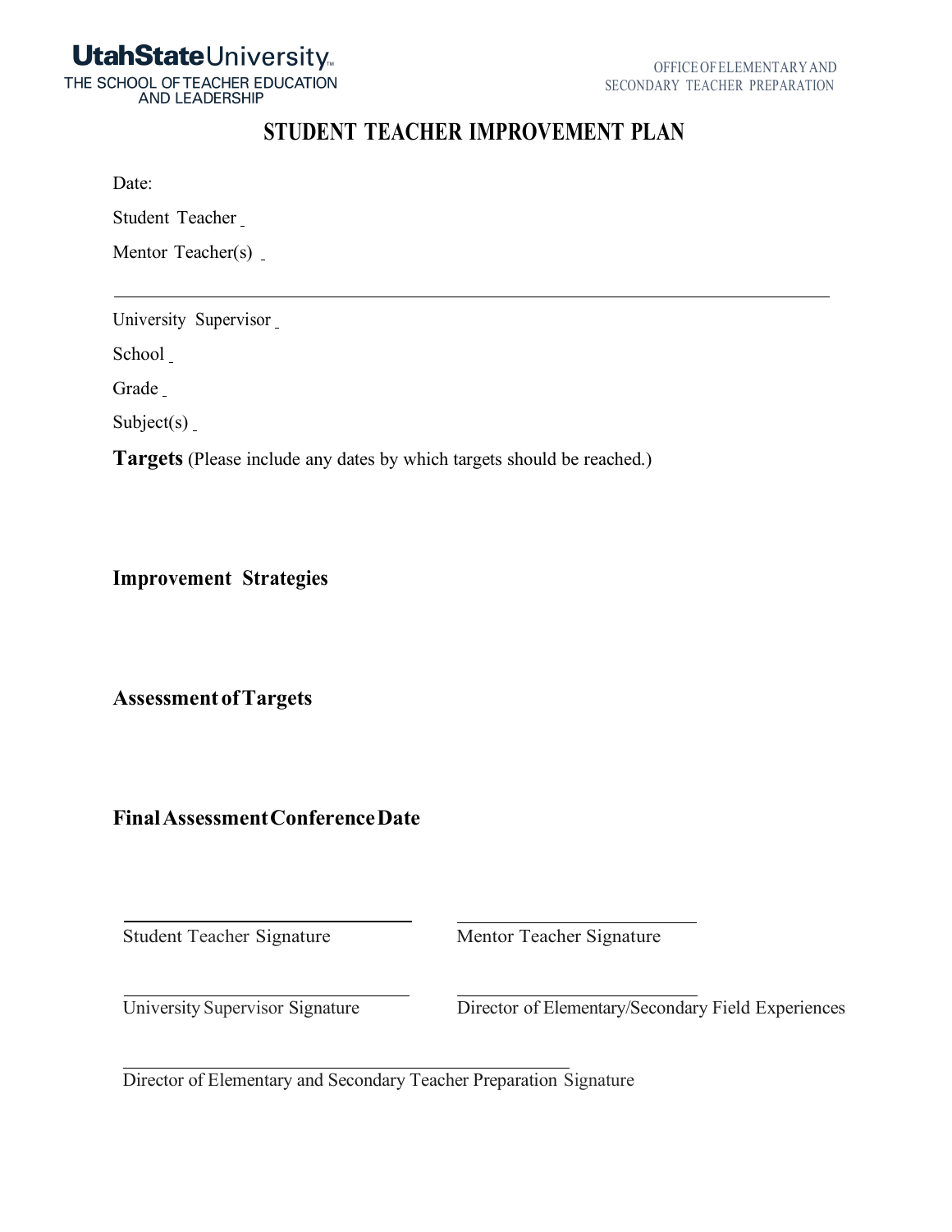UtahStateUniversity
THE SCHOOL OF TEACHER EDUCATION AND LEADERSHIP

OFFICE OF ELEMENTARY AND SECONDARY TEACHER PREPARATION

# STUDENT TEACHER IMPROVEMENT PLAN

Date:

Student Teacher

Mentor Teacher(s)

---

University Supervisor

School

Grade

Subject(s)

**Targets** (Please include any dates by which targets should be reached.)

**Improvement Strategies**

**Assessment of Targets**

**Final Assessment Conference Date**

Student Teacher Signature

Mentor Teacher Signature

University Supervisor Signature

Director of Elementary/Secondary Field Experiences

Director of Elementary and Secondary Teacher Preparation Signature